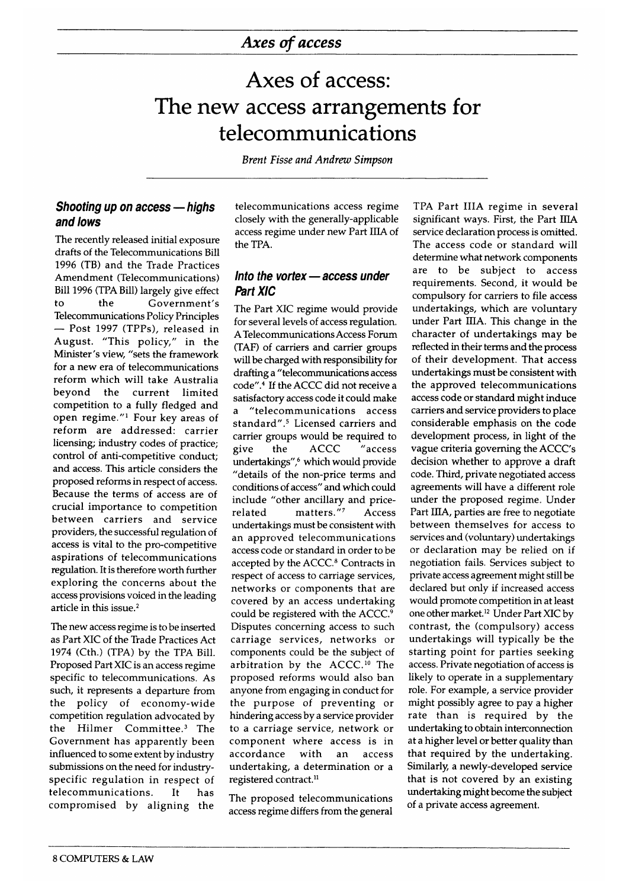# Axes of access: The new access arrangements for telecommunications

*Brent Fisse and Andrew Simpson*

## Shooting up on access — highs and lows

The recently released initial exposure drafts of the Telecommunications Bill 1996 (TB) and the Trade Practices Amendment (Telecommunications) Bill 1996 (TPA Bill) largely give effect to the Government's Telecommunications Policy Principles — Post 1997 (TPPs), released in August. "This policy," in the Minister's view, "sets the framework for a new era of telecommunications reform which will take Australia beyond the current limited competition to a fully fledged and open regime."[1] Four key areas of reform are addressed: carrier licensing; industry codes of practice; control of anti-competitive conduct; and access. This article considers the proposed reforms in respect of access. Because the terms of access are of crucial importance to competition between carriers and service providers, the successful regulation of access is vital to the pro-competitive aspirations of telecommunications regulation. It is therefore worth further exploring the concerns about the access provisions voiced in the leading article in this issue.[2]

The new access regime is to be inserted as Part XIC of the Trade Practices Act 1974 (Cth.) (TPA) by the TPA Bill. Proposed Part XIC is an access regime specific to telecommunications. As such, it represents a departure from the policy of economy-wide competition regulation advocated by the Hilmer Committee.[3] The Government has apparently been influenced to some extent by industry submissions on the need for industry-specific regulation in respect of telecommunications. It has compromised by aligning the telecommunications access regime closely with the generally-applicable access regime under new Part IIIA of the TPA.

## Into the vortex — access under Part XIC

The Part XIC regime would provide for several levels of access regulation. A Telecommunications Access Forum (TAF) of carriers and carrier groups will be charged with responsibility for drafting a "telecommunications access code".[4] If the ACCC did not receive a satisfactory access code it could make a "telecommunications access standard".[5] Licensed carriers and carrier groups would be required to give the ACCC "access undertakings",[6] which would provide "details of the non-price terms and conditions of access" and which could include "other ancillary and price-related matters."[7] Access undertakings must be consistent with an approved telecommunications access code or standard in order to be accepted by the ACCC.[8] Contracts in respect of access to carriage services, networks or components that are covered by an access undertaking could be registered with the ACCC.[9] Disputes concerning access to such carriage services, networks or components could be the subject of arbitration by the ACCC.[10] The proposed reforms would also ban anyone from engaging in conduct for the purpose of preventing or hindering access by a service provider to a carriage service, network or component where access is in accordance with an access undertaking, a determination or a registered contract.[11]

The proposed telecommunications access regime differs from the general TPA Part IIIA regime in several significant ways. First, the Part IIIA service declaration process is omitted. The access code or standard will determine what network components are to be subject to access requirements. Second, it would be compulsory for carriers to file access undertakings, which are voluntary under Part IIIA. This change in the character of undertakings may be reflected in their terms and the process of their development. That access undertakings must be consistent with the approved telecommunications access code or standard might induce carriers and service providers to place considerable emphasis on the code development process, in light of the vague criteria governing the ACCC's decision whether to approve a draft code. Third, private negotiated access agreements will have a different role under the proposed regime. Under Part IIIA, parties are free to negotiate between themselves for access to services and (voluntary) undertakings or declaration may be relied on if negotiation fails. Services subject to private access agreement might still be declared but only if increased access would promote competition in at least one other market.[12] Under Part XIC by contrast, the (compulsory) access undertakings will typically be the starting point for parties seeking access. Private negotiation of access is likely to operate in a supplementary role. For example, a service provider might possibly agree to pay a higher rate than is required by the undertaking to obtain interconnection at a higher level or better quality than that required by the undertaking. Similarly, a newly-developed service that is not covered by an existing undertaking might become the subject of a private access agreement.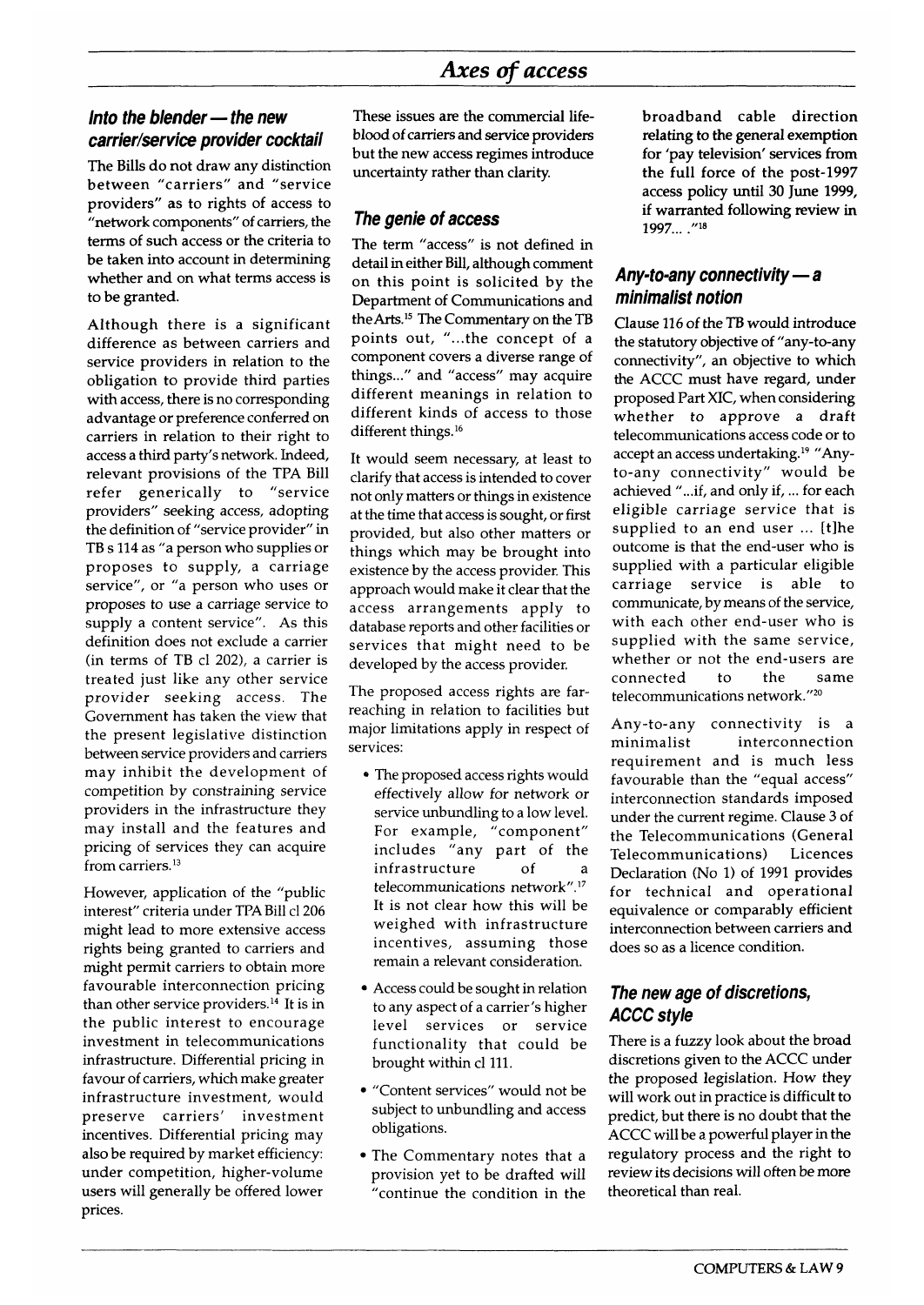## Into the blender — the new carrier/service provider cocktail

The Bills do not draw any distinction between "carriers" and "service providers" as to rights of access to "network components" of carriers, the terms of such access or the criteria to be taken into account in determining whether and on what terms access is to be granted.

Although there is a significant difference as between carriers and service providers in relation to the obligation to provide third parties with access, there is no corresponding advantage or preference conferred on carriers in relation to their right to access a third party's network. Indeed, relevant provisions of the TPA Bill refer generically to "service providers" seeking access, adopting the definition of "service provider" in TB s 114 as "a person who supplies or proposes to supply, a carriage service", or "a person who uses or proposes to use a carriage service to supply a content service". As this definition does not exclude a carrier (in terms of TB cl 202), a carrier is treated just like any other service provider seeking access. The Government has taken the view that the present legislative distinction between service providers and carriers may inhibit the development of competition by constraining service providers in the infrastructure they may install and the features and pricing of services they can acquire from carriers.[13]

However, application of the "public interest" criteria under TPA Bill cl 206 might lead to more extensive access rights being granted to carriers and might permit carriers to obtain more favourable interconnection pricing than other service providers.[14] It is in the public interest to encourage investment in telecommunications infrastructure. Differential pricing in favour of carriers, which make greater infrastructure investment, would preserve carriers' investment incentives. Differential pricing may also be required by market efficiency: under competition, higher-volume users will generally be offered lower prices.

These issues are the commercial lifeblood of carriers and service providers but the new access regimes introduce uncertainty rather than clarity.

## The genie of access

The term "access" is not defined in detail in either Bill, although comment on this point is solicited by the Department of Communications and the Arts.[15] The Commentary on the TB points out, "...the concept of a component covers a diverse range of things..." and "access" may acquire different meanings in relation to different kinds of access to those different things.[16]

It would seem necessary, at least to clarify that access is intended to cover not only matters or things in existence at the time that access is sought, or first provided, but also other matters or things which may be brought into existence by the access provider. This approach would make it clear that the access arrangements apply to database reports and other facilities or services that might need to be developed by the access provider.

The proposed access rights are far-reaching in relation to facilities but major limitations apply in respect of services:

- The proposed access rights would effectively allow for network or service unbundling to a low level. For example, "component" includes "any part of the infrastructure of a telecommunications network".[17] It is not clear how this will be weighed with infrastructure incentives, assuming those remain a relevant consideration.
- Access could be sought in relation to any aspect of a carrier's higher level services or service functionality that could be brought within cl 111.
- "Content services" would not be subject to unbundling and access obligations.
- The Commentary notes that a provision yet to be drafted will "continue the condition in the broadband cable direction relating to the general exemption for 'pay television' services from the full force of the post-1997 access policy until 30 June 1999, if warranted following review in 1997... ."[18]

## Any-to-any connectivity — a minimalist notion

Clause 116 of the TB would introduce the statutory objective of "any-to-any connectivity", an objective to which the ACCC must have regard, under proposed Part XIC, when considering whether to approve a draft telecommunications access code or to accept an access undertaking.[19] "Any-to-any connectivity" would be achieved "...if, and only if, ... for each eligible carriage service that is supplied to an end user ... [t]he outcome is that the end-user who is supplied with a particular eligible carriage service is able to communicate, by means of the service, with each other end-user who is supplied with the same service, whether or not the end-users are connected to the same telecommunications network."[20]

Any-to-any connectivity is a minimalist interconnection requirement and is much less favourable than the "equal access" interconnection standards imposed under the current regime. Clause 3 of the Telecommunications (General Telecommunications) Licences Declaration (No 1) of 1991 provides for technical and operational equivalence or comparably efficient interconnection between carriers and does so as a licence condition.

## The new age of discretions, ACCC style

There is a fuzzy look about the broad discretions given to the ACCC under the proposed legislation. How they will work out in practice is difficult to predict, but there is no doubt that the ACCC will be a powerful player in the regulatory process and the right to review its decisions will often be more theoretical than real.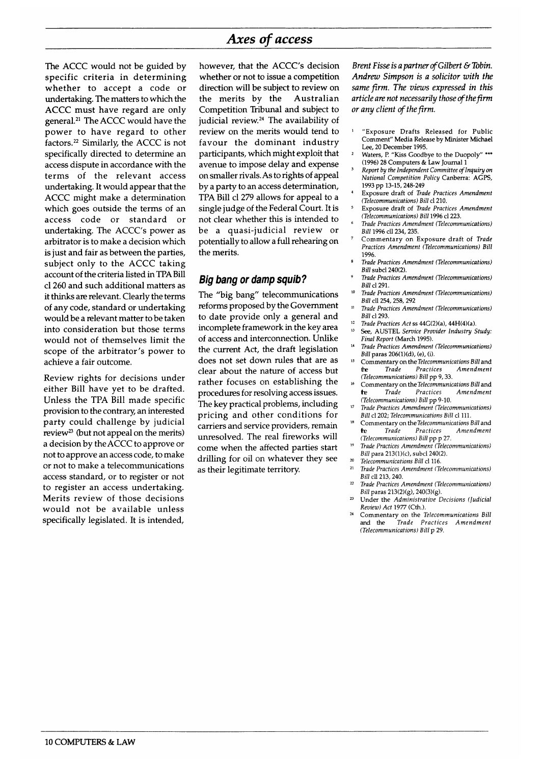The ACCC would not be guided by specific criteria in determining whether to accept a code or undertaking. The matters to which the ACCC must have regard are only general.[21] The ACCC would have the power to have regard to other factors.[22] Similarly, the ACCC is not specifically directed to determine an access dispute in accordance with the terms of the relevant access undertaking. It would appear that the ACCC might make a determination which goes outside the terms of an access code or standard or undertaking. The ACCC's power as arbitrator is to make a decision which is just and fair as between the parties, subject only to the ACCC taking account of the criteria listed in TPA Bill cl 260 and such additional matters as it thinks are relevant. Clearly the terms of any code, standard or undertaking would be a relevant matter to be taken into consideration but those terms would not of themselves limit the scope of the arbitrator's power to achieve a fair outcome.

Review rights for decisions under either Bill have yet to be drafted. Unless the TPA Bill made specific provision to the contrary, an interested party could challenge by judicial review[23] (but not appeal on the merits) a decision by the ACCC to approve or not to approve an access code, to make or not to make a telecommunications access standard, or to register or not to register an access undertaking. Merits review of those decisions would not be available unless specifically legislated. It is intended, however, that the ACCC's decision whether or not to issue a competition direction will be subject to review on the merits by the Australian Competition Tribunal and subject to judicial review.[24] The availability of review on the merits would tend to favour the dominant industry participants, which might exploit that avenue to impose delay and expense on smaller rivals. As to rights of appeal by a party to an access determination, TPA Bill cl 279 allows for appeal to a single judge of the Federal Court. It is not clear whether this is intended to be a quasi-judicial review or potentially to allow a full rehearing on the merits.

## Big bang or damp squib?

The "big bang" telecommunications reforms proposed by the Government to date provide only a general and incomplete framework in the key area of access and interconnection. Unlike the current Act, the draft legislation does not set down rules that are as clear about the nature of access but rather focuses on establishing the procedures for resolving access issues. The key practical problems, including pricing and other conditions for carriers and service providers, remain unresolved. The real fireworks will come when the affected parties start drilling for oil on whatever they see as their legitimate territory.

*Brent Fisse is a partner of Gilbert & Tobin. Andrew Simpson is a solicitor with the same firm. The views expressed in this article are not necessarily those of the firm or any client of the firm.*

1. "Exposure Drafts Released for Public Comment" Media Release by Minister Michael Lee, 20 December 1995.
2. Waters, P. "Kiss Goodbye to the Duopoly" *** (1996) 28 Computers & Law Journal 1
3. *Report by the Independent Committee of Inquiry on National Competition Policy* Canberra: AGPS, 1993 pp 13-15, 248-249
4. Exposure draft of *Trade Practices Amendment (Telecommunications) Bill* cl 210.
5. Exposure draft of *Trade Practices Amendment (Telecommunications) Bill* 1996 cl 223.
6. *Trade Practices Amendment (Telecommunications) Bill* 1996 cll 234, 235.
7. Commentary on Exposure draft of *Trade Practices Amendment (Telecommunications) Bill* 1996.
8. *Trade Practices Amendment (Telecommunications) Bill* subcl 240(2).
9. *Trade Practices Amendment (Telecommunications) Bill* cl 291.
10. *Trade Practices Amendment (Telecommunications) Bill* cll 254, 258, 292
11. *Trade Practices Amendment (Telecommunications) Bill* cl 293.
12. *Trade Practices Act* ss 44G(2)(a), 44H(4)(a).
13. See, AUSTEL *Service Provider Industry Study: Final Report* (March 1995).
14. *Trade Practices Amendment (Telecommunications) Bill* paras 206(1)(d), (e), (i).
15. Commentary on the *Telecommunications Bill* and the *Trade Practices Amendment (Telecommunications) Bill* pp 9, 33.
16. Commentary on the *Telecommunications Bill* and the *Trade Practices Amendment (Telecommunications) Bill* pp 9-10.
17. *Trade Practices Amendment (Telecommunications) Bill* cl 202; *Telecommunications Bill* cl 111.
18. Commentary on the *Telecommunications Bill* and the *Trade Practices Amendment (Telecommunications) Bill* pp p 27.
19. *Trade Practices Amendment (Telecommunications) Bill* para 213(1)(c), subcl 240(2).
20. *Telecommunications Bill* cl 116.
21. *Trade Practices Amendment (Telecommunications) Bill* cll 213, 240.
22. *Trade Practices Amendment (Telecommunications) Bill* paras 213(2)(g), 240(3)(g).
23. Under the *Administrative Decisions (Judicial Review) Act* 1977 (Cth.).
24. Commentary on the *Telecommunications Bill* and the *Trade Practices Amendment (Telecommunications) Bill* p 29.